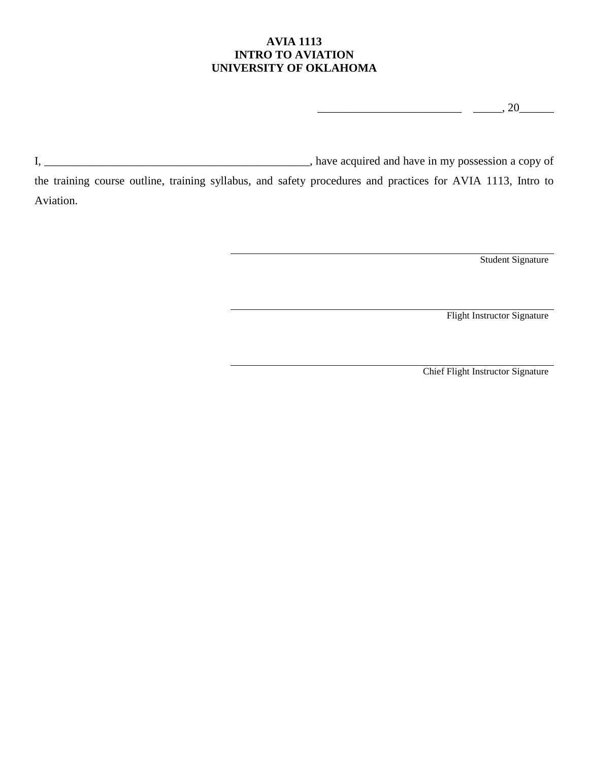**AVIA 1113**
**INTRO TO AVIATION**
**UNIVERSITY OF OKLAHOMA**

_________________________ _____, 20______

I, ______________________________________________, have acquired and have in my possession a copy of the training course outline, training syllabus, and safety procedures and practices for AVIA 1113, Intro to Aviation.

______________________________________________
Student Signature

______________________________________________
Flight Instructor Signature

______________________________________________
Chief Flight Instructor Signature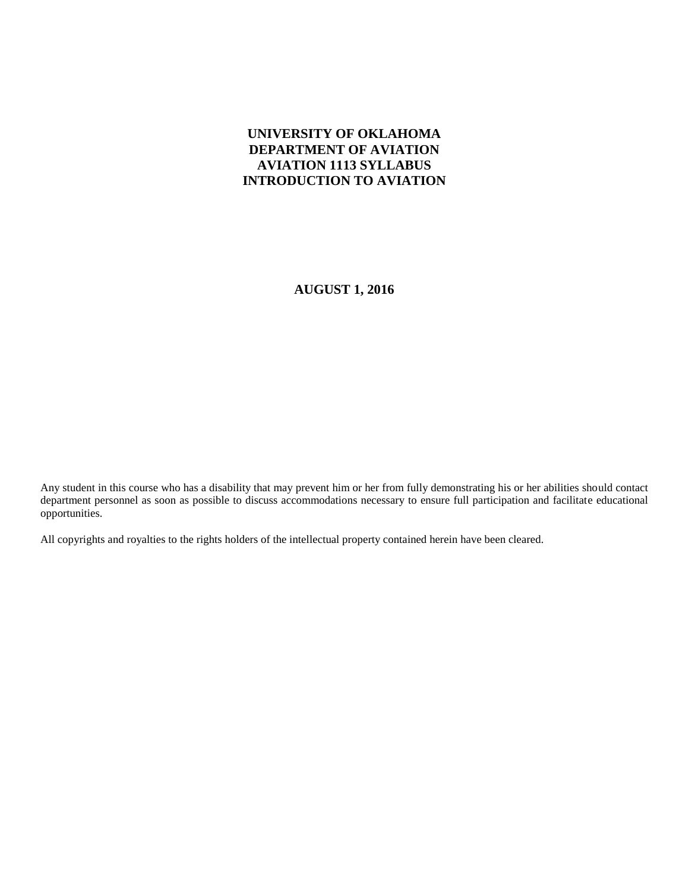# UNIVERSITY OF OKLAHOMA
# DEPARTMENT OF AVIATION
# AVIATION 1113 SYLLABUS
# INTRODUCTION TO AVIATION

**AUGUST 1, 2016**

Any student in this course who has a disability that may prevent him or her from fully demonstrating his or her abilities should contact department personnel as soon as possible to discuss accommodations necessary to ensure full participation and facilitate educational opportunities.

All copyrights and royalties to the rights holders of the intellectual property contained herein have been cleared.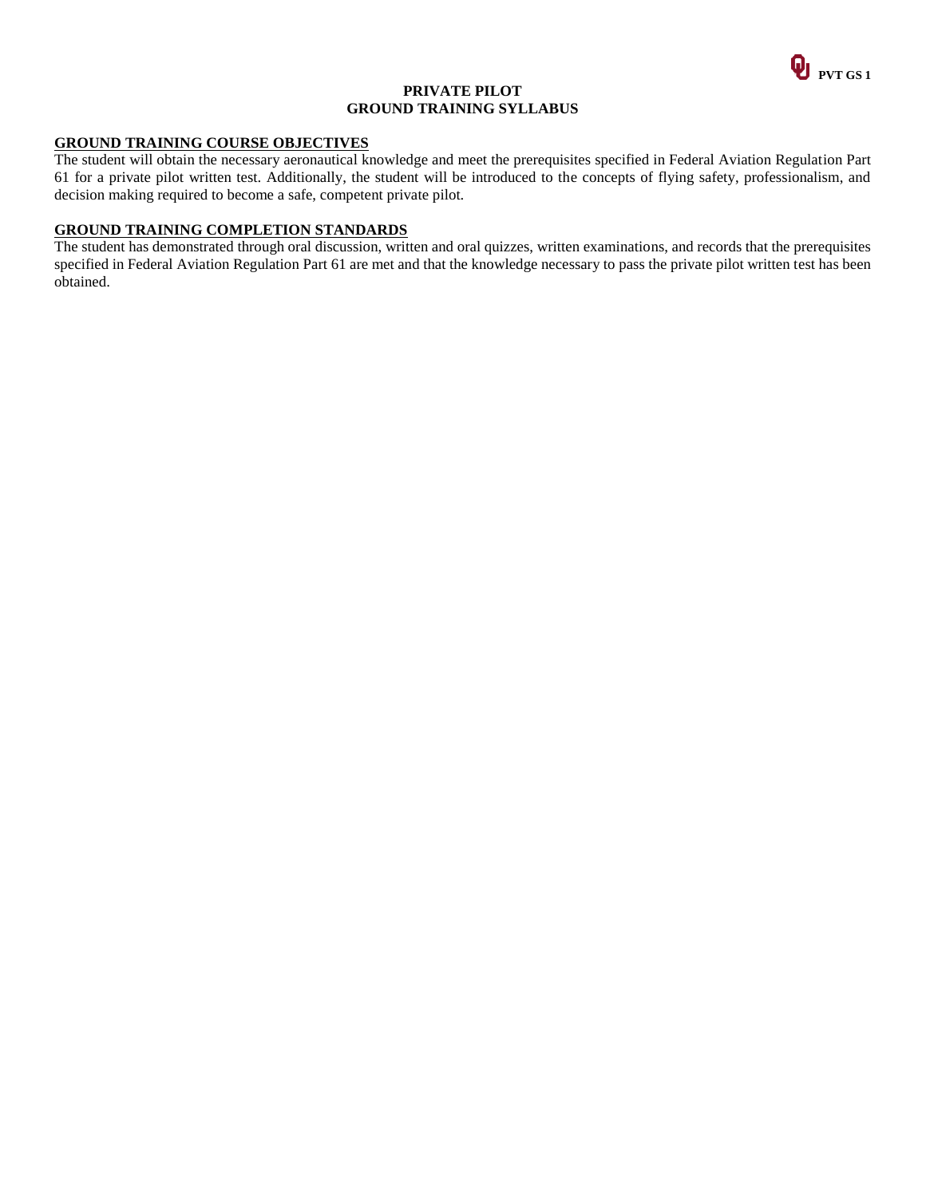# PRIVATE PILOT
# GROUND TRAINING SYLLABUS

## GROUND TRAINING COURSE OBJECTIVES

The student will obtain the necessary aeronautical knowledge and meet the prerequisites specified in Federal Aviation Regulation Part 61 for a private pilot written test. Additionally, the student will be introduced to the concepts of flying safety, professionalism, and decision making required to become a safe, competent private pilot.

## GROUND TRAINING COMPLETION STANDARDS

The student has demonstrated through oral discussion, written and oral quizzes, written examinations, and records that the prerequisites specified in Federal Aviation Regulation Part 61 are met and that the knowledge necessary to pass the private pilot written test has been obtained.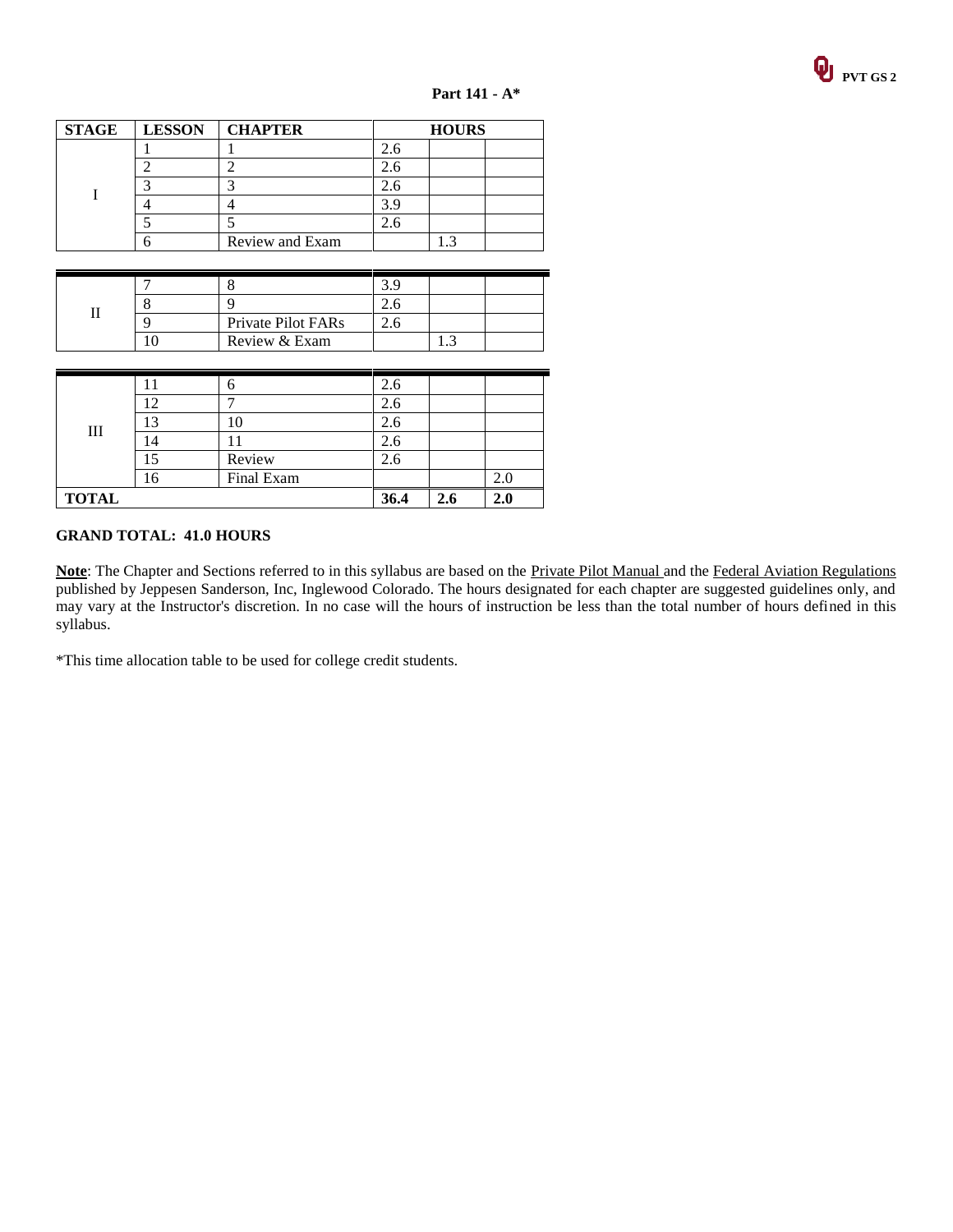**Part 141 - A***

| STAGE | LESSON | CHAPTER | HOURS | | |
|---|---|---|---|---|---|
| I | 1 | 1 | 2.6 | | |
| | 2 | 2 | 2.6 | | |
| | 3 | 3 | 2.6 | | |
| | 4 | 4 | 3.9 | | |
| | 5 | 5 | 2.6 | | |
| | 6 | Review and Exam | | 1.3 | |
| II | 7 | 8 | 3.9 | | |
| | 8 | 9 | 2.6 | | |
| | 9 | Private Pilot FARs | 2.6 | | |
| | 10 | Review & Exam | | 1.3 | |
| III | 11 | 6 | 2.6 | | |
| | 12 | 7 | 2.6 | | |
| | 13 | 10 | 2.6 | | |
| | 14 | 11 | 2.6 | | |
| | 15 | Review | 2.6 | | |
| | 16 | Final Exam | | | 2.0 |
| **TOTAL** | | | **36.4** | **2.6** | **2.0** |

**GRAND TOTAL: 41.0 HOURS**

**Note**: The Chapter and Sections referred to in this syllabus are based on the Private Pilot Manual and the Federal Aviation Regulations published by Jeppesen Sanderson, Inc, Inglewood Colorado. The hours designated for each chapter are suggested guidelines only, and may vary at the Instructor's discretion. In no case will the hours of instruction be less than the total number of hours defined in this syllabus.

*This time allocation table to be used for college credit students.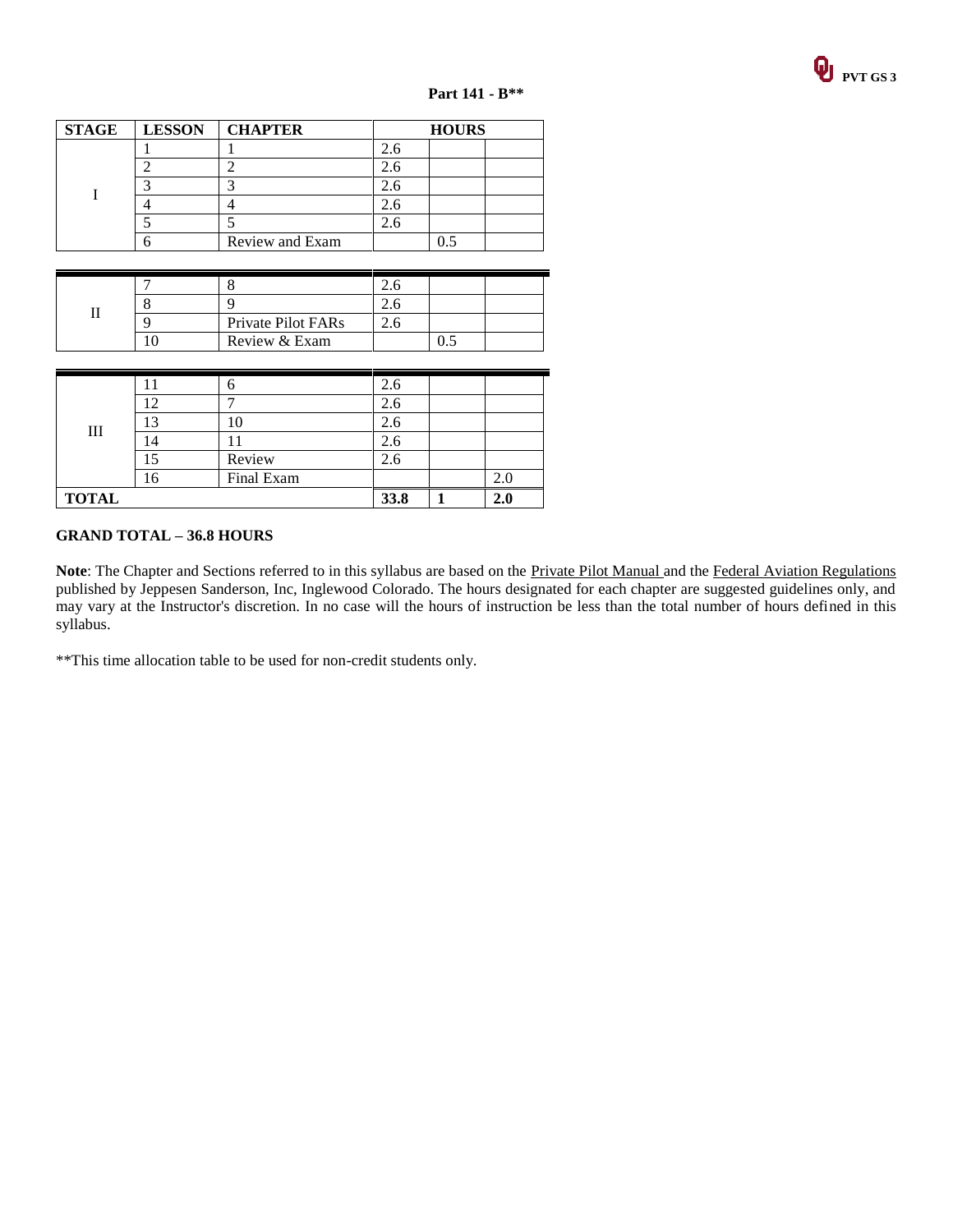**Part 141 - B****

| STAGE | LESSON | CHAPTER | HOURS | | |
|---|---|---|---|---|---|
| I | 1 | 1 | 2.6 | | |
| | 2 | 2 | 2.6 | | |
| | 3 | 3 | 2.6 | | |
| | 4 | 4 | 2.6 | | |
| | 5 | 5 | 2.6 | | |
| | 6 | Review and Exam | | 0.5 | |
| II | 7 | 8 | 2.6 | | |
| | 8 | 9 | 2.6 | | |
| | 9 | Private Pilot FARs | 2.6 | | |
| | 10 | Review & Exam | | 0.5 | |
| III | 11 | 6 | 2.6 | | |
| | 12 | 7 | 2.6 | | |
| | 13 | 10 | 2.6 | | |
| | 14 | 11 | 2.6 | | |
| | 15 | Review | 2.6 | | |
| | 16 | Final Exam | | | 2.0 |
| **TOTAL** | | | **33.8** | **1** | **2.0** |

**GRAND TOTAL – 36.8 HOURS**

**Note**: The Chapter and Sections referred to in this syllabus are based on the Private Pilot Manual and the Federal Aviation Regulations published by Jeppesen Sanderson, Inc, Inglewood Colorado. The hours designated for each chapter are suggested guidelines only, and may vary at the Instructor's discretion. In no case will the hours of instruction be less than the total number of hours defined in this syllabus.

**This time allocation table to be used for non-credit students only.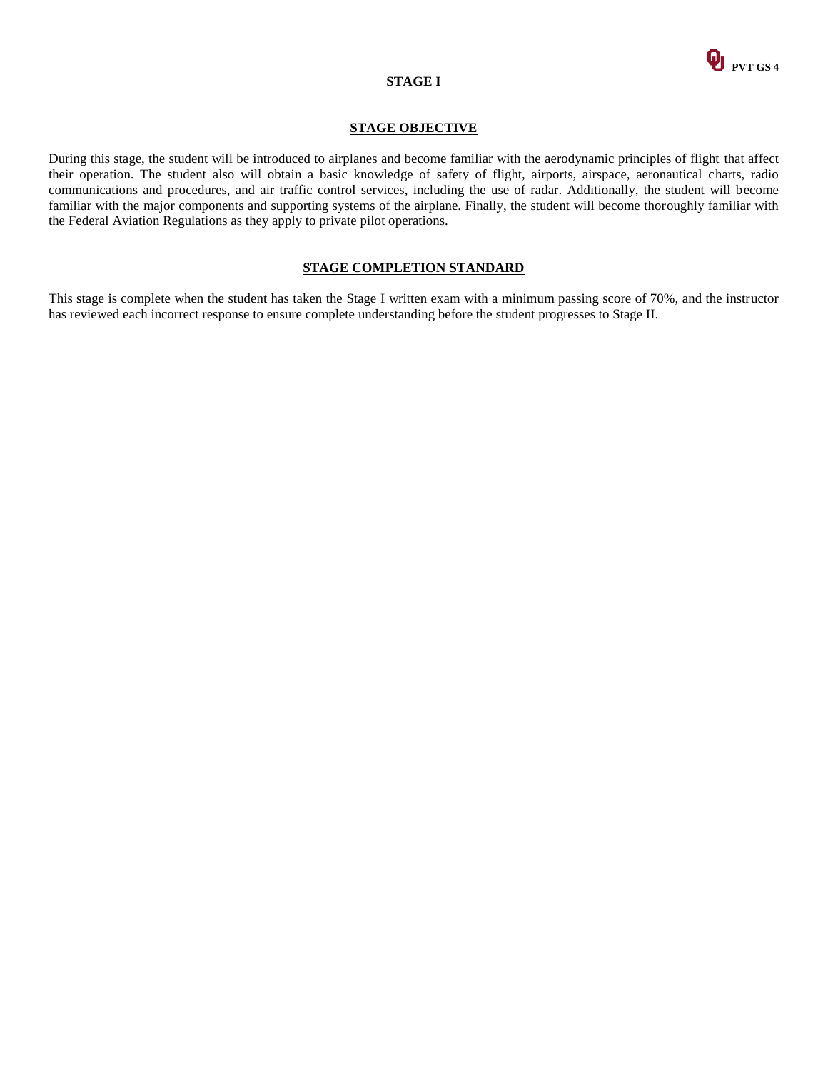# STAGE I

## STAGE OBJECTIVE

During this stage, the student will be introduced to airplanes and become familiar with the aerodynamic principles of flight that affect their operation. The student also will obtain a basic knowledge of safety of flight, airports, airspace, aeronautical charts, radio communications and procedures, and air traffic control services, including the use of radar. Additionally, the student will become familiar with the major components and supporting systems of the airplane. Finally, the student will become thoroughly familiar with the Federal Aviation Regulations as they apply to private pilot operations.

## STAGE COMPLETION STANDARD

This stage is complete when the student has taken the Stage I written exam with a minimum passing score of 70%, and the instructor has reviewed each incorrect response to ensure complete understanding before the student progresses to Stage II.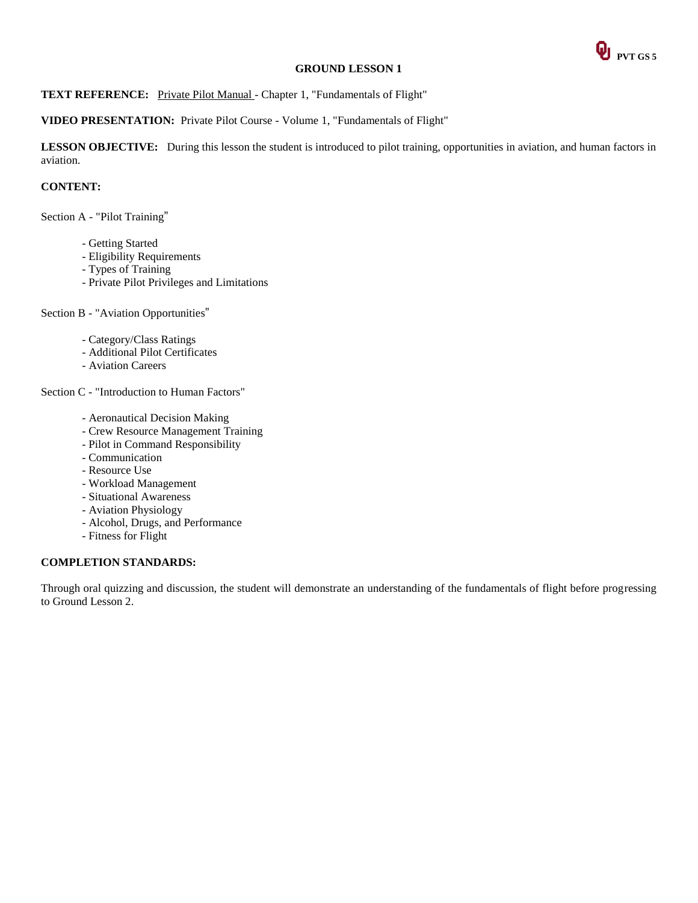# GROUND LESSON 1

**TEXT REFERENCE:** Private Pilot Manual - Chapter 1, "Fundamentals of Flight"

**VIDEO PRESENTATION:** Private Pilot Course - Volume 1, "Fundamentals of Flight"

**LESSON OBJECTIVE:** During this lesson the student is introduced to pilot training, opportunities in aviation, and human factors in aviation.

**CONTENT:**

Section A - "Pilot Training"

- Getting Started
- Eligibility Requirements
- Types of Training
- Private Pilot Privileges and Limitations

Section B - "Aviation Opportunities"

- Category/Class Ratings
- Additional Pilot Certificates
- Aviation Careers

Section C - "Introduction to Human Factors"

- Aeronautical Decision Making
- Crew Resource Management Training
- Pilot in Command Responsibility
- Communication
- Resource Use
- Workload Management
- Situational Awareness
- Aviation Physiology
- Alcohol, Drugs, and Performance
- Fitness for Flight

**COMPLETION STANDARDS:**

Through oral quizzing and discussion, the student will demonstrate an understanding of the fundamentals of flight before progressing to Ground Lesson 2.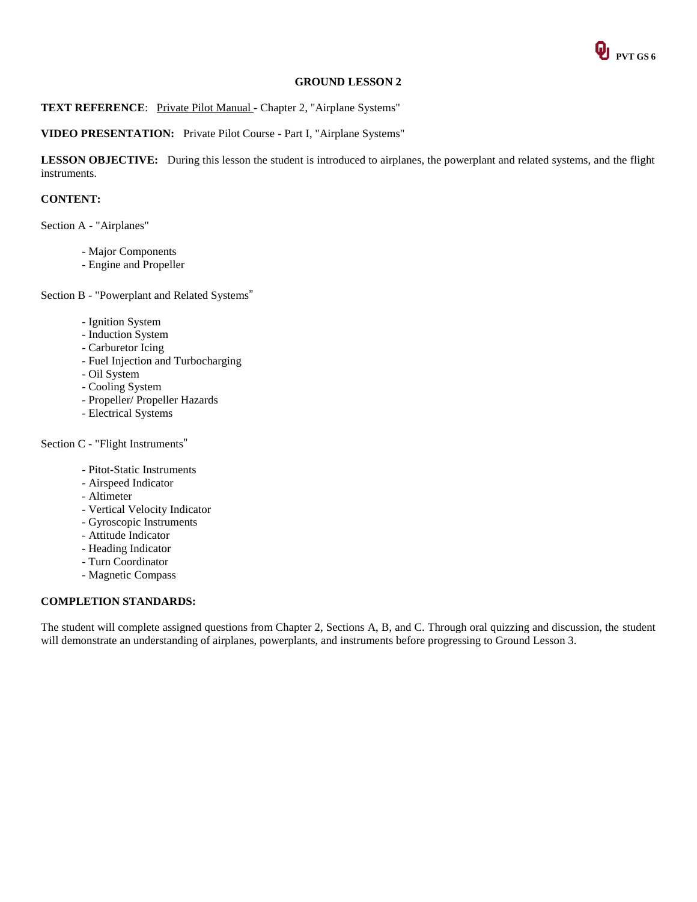# GROUND LESSON 2

**TEXT REFERENCE**: Private Pilot Manual - Chapter 2, "Airplane Systems"

**VIDEO PRESENTATION:** Private Pilot Course - Part I, "Airplane Systems"

**LESSON OBJECTIVE:** During this lesson the student is introduced to airplanes, the powerplant and related systems, and the flight instruments.

**CONTENT:**

Section A - "Airplanes"

- Major Components
- Engine and Propeller

Section B - "Powerplant and Related Systems"

- Ignition System
- Induction System
- Carburetor Icing
- Fuel Injection and Turbocharging
- Oil System
- Cooling System
- Propeller/ Propeller Hazards
- Electrical Systems

Section C - "Flight Instruments"

- Pitot-Static Instruments
- Airspeed Indicator
- Altimeter
- Vertical Velocity Indicator
- Gyroscopic Instruments
- Attitude Indicator
- Heading Indicator
- Turn Coordinator
- Magnetic Compass

**COMPLETION STANDARDS:**

The student will complete assigned questions from Chapter 2, Sections A, B, and C. Through oral quizzing and discussion, the student will demonstrate an understanding of airplanes, powerplants, and instruments before progressing to Ground Lesson 3.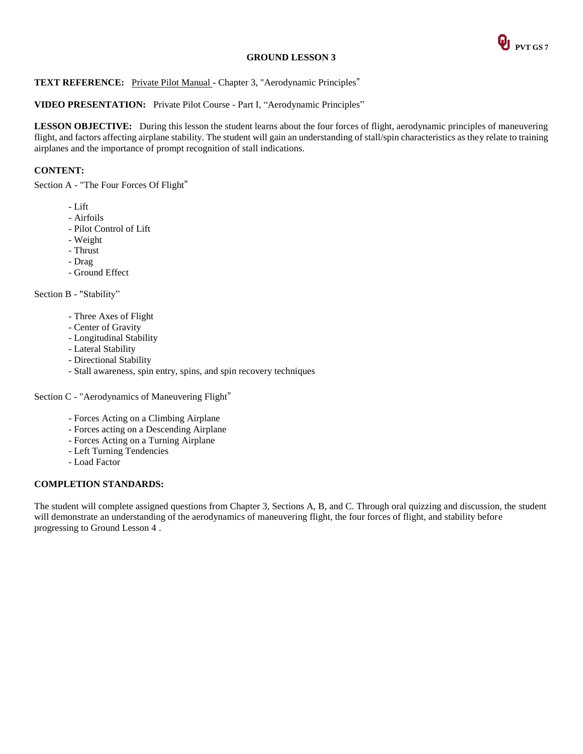# GROUND LESSON 3

**TEXT REFERENCE:** Private Pilot Manual - Chapter 3, "Aerodynamic Principles"

**VIDEO PRESENTATION:** Private Pilot Course - Part I, "Aerodynamic Principles"

**LESSON OBJECTIVE:** During this lesson the student learns about the four forces of flight, aerodynamic principles of maneuvering flight, and factors affecting airplane stability. The student will gain an understanding of stall/spin characteristics as they relate to training airplanes and the importance of prompt recognition of stall indications.

**CONTENT:**

Section A - "The Four Forces Of Flight"

- Lift
- Airfoils
- Pilot Control of Lift
- Weight
- Thrust
- Drag
- Ground Effect

Section B - "Stability"

- Three Axes of Flight
- Center of Gravity
- Longitudinal Stability
- Lateral Stability
- Directional Stability
- Stall awareness, spin entry, spins, and spin recovery techniques

Section C - "Aerodynamics of Maneuvering Flight"

- Forces Acting on a Climbing Airplane
- Forces acting on a Descending Airplane
- Forces Acting on a Turning Airplane
- Left Turning Tendencies
- Load Factor

**COMPLETION STANDARDS:**

The student will complete assigned questions from Chapter 3, Sections A, B, and C. Through oral quizzing and discussion, the student will demonstrate an understanding of the aerodynamics of maneuvering flight, the four forces of flight, and stability before progressing to Ground Lesson 4 .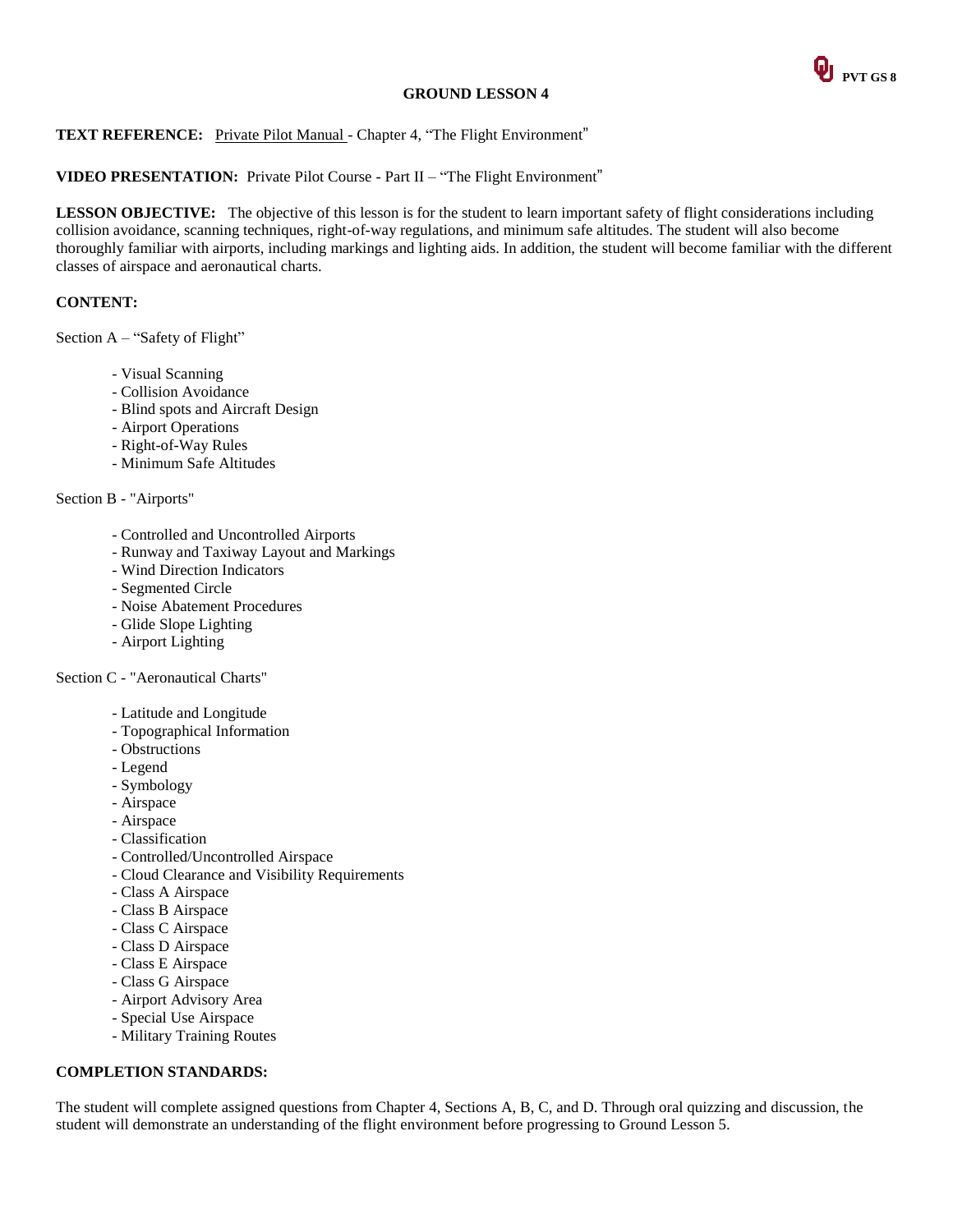# GROUND LESSON 4

**TEXT REFERENCE:** Private Pilot Manual - Chapter 4, "The Flight Environment"

**VIDEO PRESENTATION:** Private Pilot Course - Part II – "The Flight Environment"

**LESSON OBJECTIVE:** The objective of this lesson is for the student to learn important safety of flight considerations including collision avoidance, scanning techniques, right-of-way regulations, and minimum safe altitudes. The student will also become thoroughly familiar with airports, including markings and lighting aids. In addition, the student will become familiar with the different classes of airspace and aeronautical charts.

**CONTENT:**

Section A – "Safety of Flight"

- Visual Scanning
- Collision Avoidance
- Blind spots and Aircraft Design
- Airport Operations
- Right-of-Way Rules
- Minimum Safe Altitudes

Section B - "Airports"

- Controlled and Uncontrolled Airports
- Runway and Taxiway Layout and Markings
- Wind Direction Indicators
- Segmented Circle
- Noise Abatement Procedures
- Glide Slope Lighting
- Airport Lighting

Section C - "Aeronautical Charts"

- Latitude and Longitude
- Topographical Information
- Obstructions
- Legend
- Symbology
- Airspace
- Airspace
- Classification
- Controlled/Uncontrolled Airspace
- Cloud Clearance and Visibility Requirements
- Class A Airspace
- Class B Airspace
- Class C Airspace
- Class D Airspace
- Class E Airspace
- Class G Airspace
- Airport Advisory Area
- Special Use Airspace
- Military Training Routes

**COMPLETION STANDARDS:**

The student will complete assigned questions from Chapter 4, Sections A, B, C, and D. Through oral quizzing and discussion, the student will demonstrate an understanding of the flight environment before progressing to Ground Lesson 5.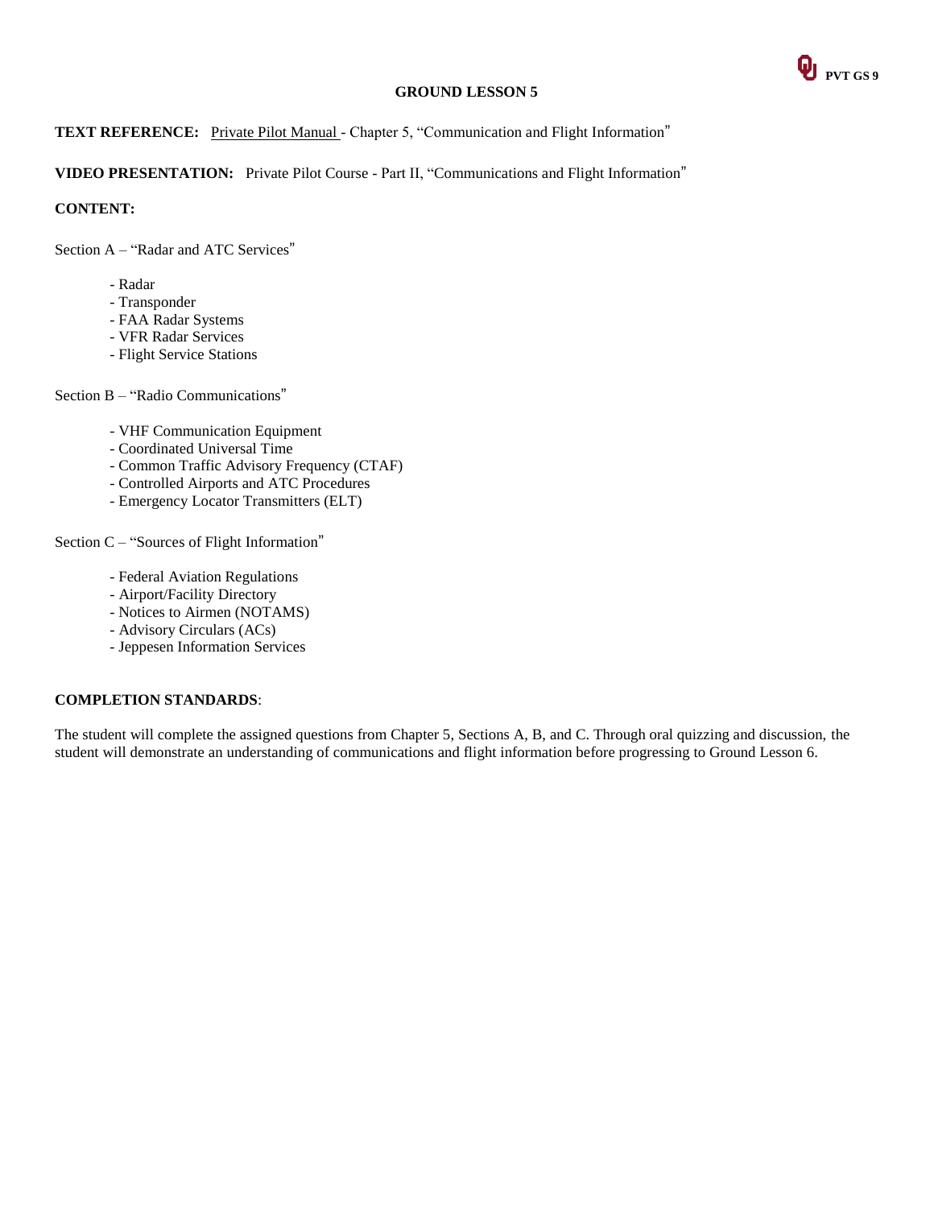# GROUND LESSON 5

**TEXT REFERENCE:** Private Pilot Manual - Chapter 5, "Communication and Flight Information"

**VIDEO PRESENTATION:** Private Pilot Course - Part II, "Communications and Flight Information"

**CONTENT:**

Section A – "Radar and ATC Services"

- Radar
- Transponder
- FAA Radar Systems
- VFR Radar Services
- Flight Service Stations

Section B – "Radio Communications"

- VHF Communication Equipment
- Coordinated Universal Time
- Common Traffic Advisory Frequency (CTAF)
- Controlled Airports and ATC Procedures
- Emergency Locator Transmitters (ELT)

Section C – "Sources of Flight Information"

- Federal Aviation Regulations
- Airport/Facility Directory
- Notices to Airmen (NOTAMS)
- Advisory Circulars (ACs)
- Jeppesen Information Services

**COMPLETION STANDARDS**:

The student will complete the assigned questions from Chapter 5, Sections A, B, and C. Through oral quizzing and discussion, the student will demonstrate an understanding of communications and flight information before progressing to Ground Lesson 6.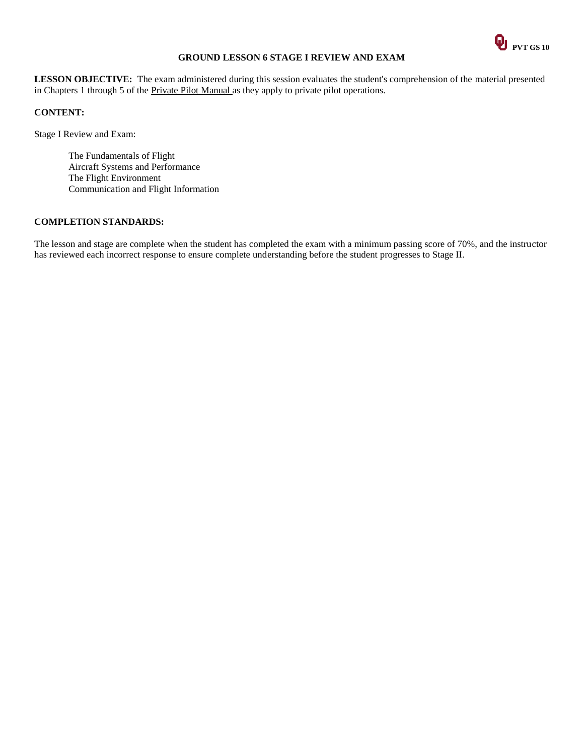## GROUND LESSON 6 STAGE I REVIEW AND EXAM

**LESSON OBJECTIVE:** The exam administered during this session evaluates the student's comprehension of the material presented in Chapters 1 through 5 of the Private Pilot Manual as they apply to private pilot operations.

**CONTENT:**

Stage I Review and Exam:

- The Fundamentals of Flight
- Aircraft Systems and Performance
- The Flight Environment
- Communication and Flight Information

**COMPLETION STANDARDS:**

The lesson and stage are complete when the student has completed the exam with a minimum passing score of 70%, and the instructor has reviewed each incorrect response to ensure complete understanding before the student progresses to Stage II.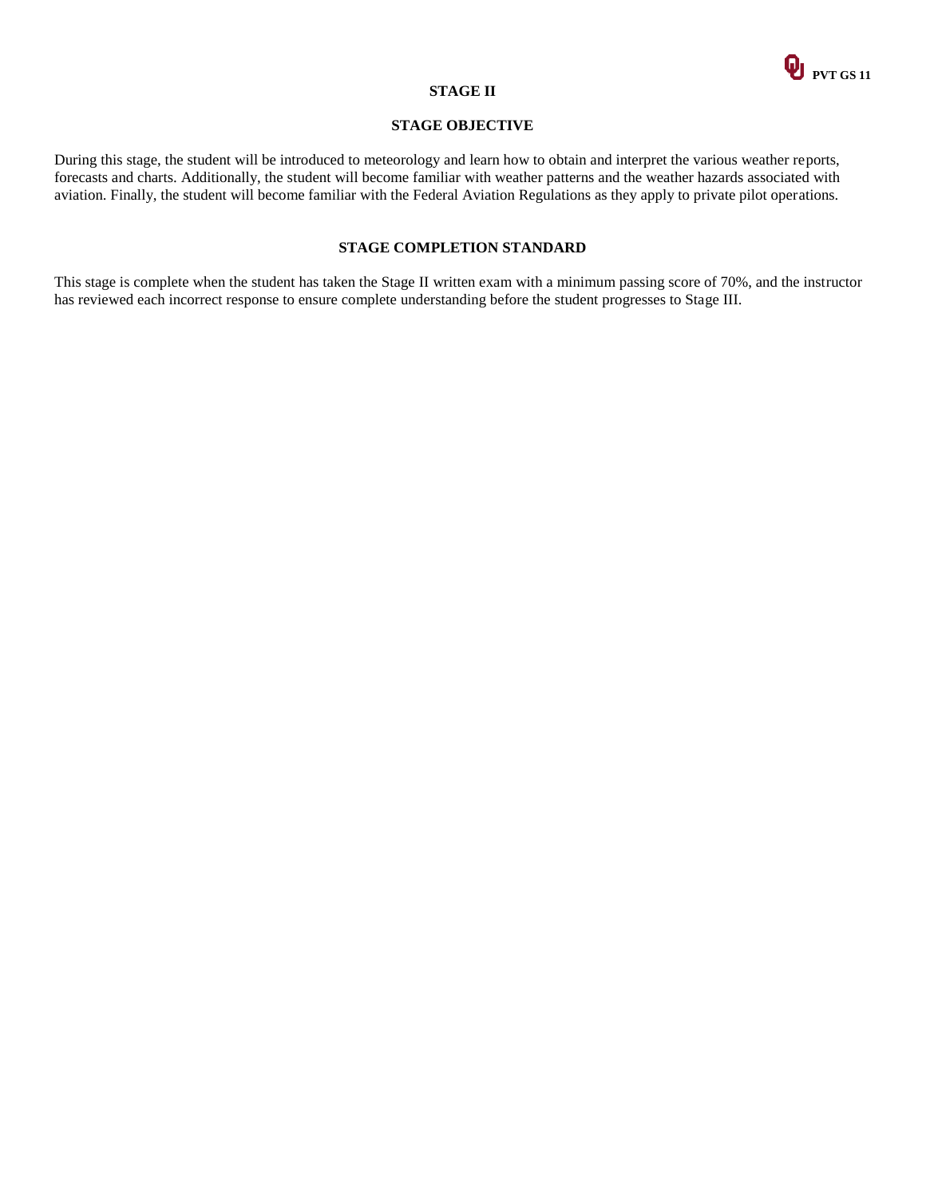# STAGE II

## STAGE OBJECTIVE

During this stage, the student will be introduced to meteorology and learn how to obtain and interpret the various weather reports, forecasts and charts. Additionally, the student will become familiar with weather patterns and the weather hazards associated with aviation. Finally, the student will become familiar with the Federal Aviation Regulations as they apply to private pilot operations.

## STAGE COMPLETION STANDARD

This stage is complete when the student has taken the Stage II written exam with a minimum passing score of 70%, and the instructor has reviewed each incorrect response to ensure complete understanding before the student progresses to Stage III.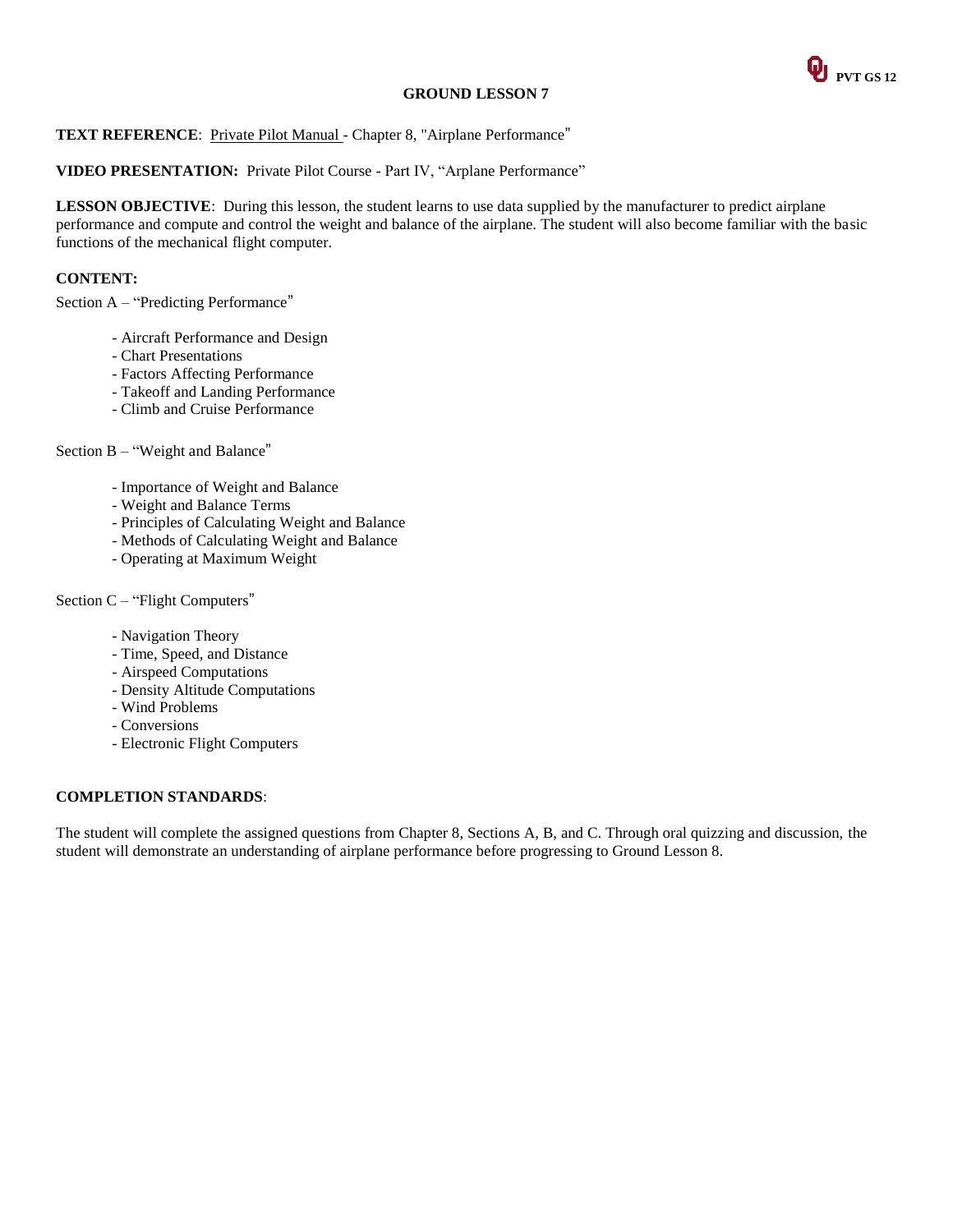# GROUND LESSON 7

**TEXT REFERENCE**: Private Pilot Manual - Chapter 8, "Airplane Performance"

**VIDEO PRESENTATION:** Private Pilot Course - Part IV, "Arplane Performance"

**LESSON OBJECTIVE**: During this lesson, the student learns to use data supplied by the manufacturer to predict airplane performance and compute and control the weight and balance of the airplane. The student will also become familiar with the basic functions of the mechanical flight computer.

**CONTENT:**

Section A – "Predicting Performance"

- Aircraft Performance and Design
- Chart Presentations
- Factors Affecting Performance
- Takeoff and Landing Performance
- Climb and Cruise Performance

Section B – "Weight and Balance"

- Importance of Weight and Balance
- Weight and Balance Terms
- Principles of Calculating Weight and Balance
- Methods of Calculating Weight and Balance
- Operating at Maximum Weight

Section C – "Flight Computers"

- Navigation Theory
- Time, Speed, and Distance
- Airspeed Computations
- Density Altitude Computations
- Wind Problems
- Conversions
- Electronic Flight Computers

**COMPLETION STANDARDS**:

The student will complete the assigned questions from Chapter 8, Sections A, B, and C. Through oral quizzing and discussion, the student will demonstrate an understanding of airplane performance before progressing to Ground Lesson 8.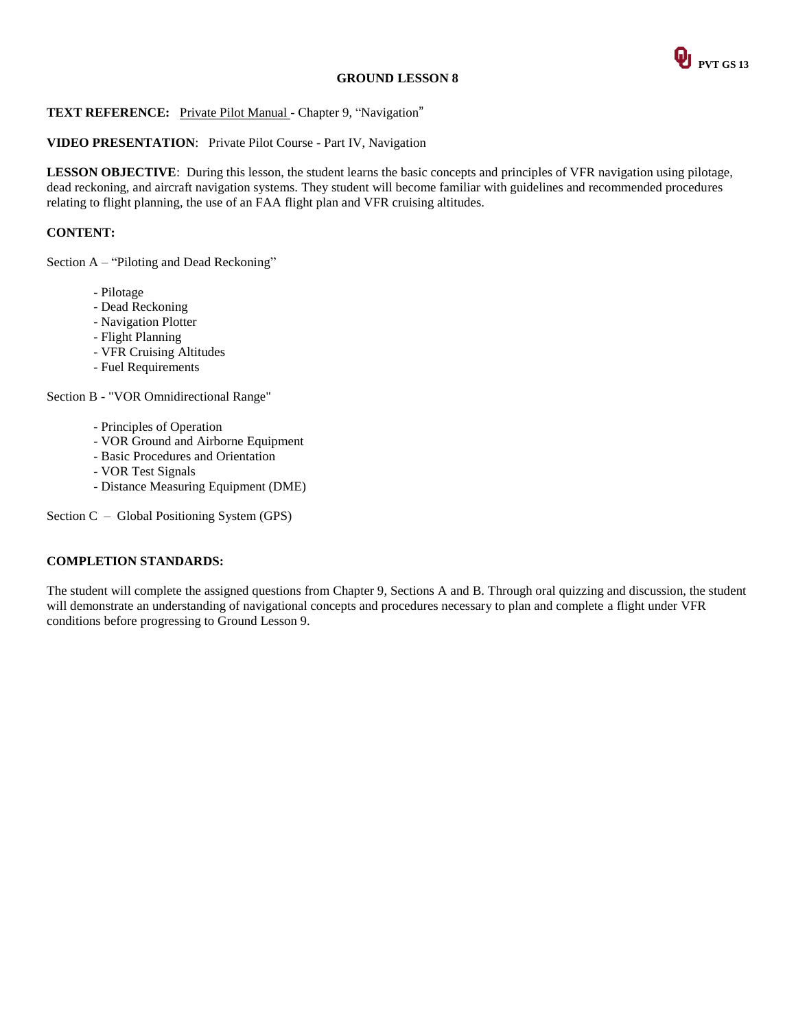## GROUND LESSON 8

**TEXT REFERENCE:** Private Pilot Manual - Chapter 9, "Navigation"

**VIDEO PRESENTATION**: Private Pilot Course - Part IV, Navigation

**LESSON OBJECTIVE**: During this lesson, the student learns the basic concepts and principles of VFR navigation using pilotage, dead reckoning, and aircraft navigation systems. They student will become familiar with guidelines and recommended procedures relating to flight planning, the use of an FAA flight plan and VFR cruising altitudes.

**CONTENT:**

Section A – "Piloting and Dead Reckoning"

- Pilotage
- Dead Reckoning
- Navigation Plotter
- Flight Planning
- VFR Cruising Altitudes
- Fuel Requirements

Section B - "VOR Omnidirectional Range"

- Principles of Operation
- VOR Ground and Airborne Equipment
- Basic Procedures and Orientation
- VOR Test Signals
- Distance Measuring Equipment (DME)

Section C – Global Positioning System (GPS)

**COMPLETION STANDARDS:**

The student will complete the assigned questions from Chapter 9, Sections A and B. Through oral quizzing and discussion, the student will demonstrate an understanding of navigational concepts and procedures necessary to plan and complete a flight under VFR conditions before progressing to Ground Lesson 9.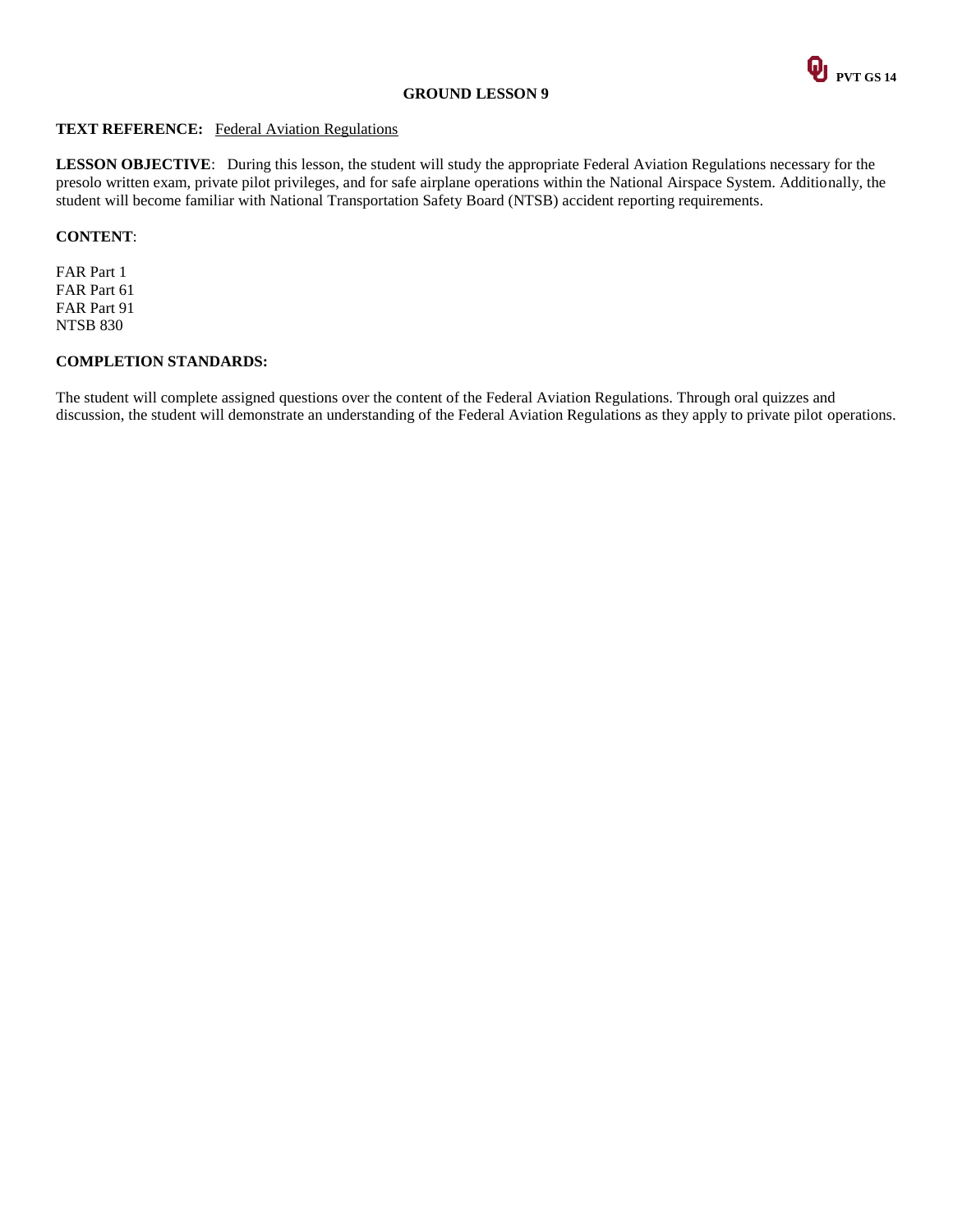# GROUND LESSON 9

**TEXT REFERENCE:** Federal Aviation Regulations

**LESSON OBJECTIVE**: During this lesson, the student will study the appropriate Federal Aviation Regulations necessary for the presolo written exam, private pilot privileges, and for safe airplane operations within the National Airspace System. Additionally, the student will become familiar with National Transportation Safety Board (NTSB) accident reporting requirements.

**CONTENT**:

FAR Part 1
FAR Part 61
FAR Part 91
NTSB 830

**COMPLETION STANDARDS:**

The student will complete assigned questions over the content of the Federal Aviation Regulations. Through oral quizzes and discussion, the student will demonstrate an understanding of the Federal Aviation Regulations as they apply to private pilot operations.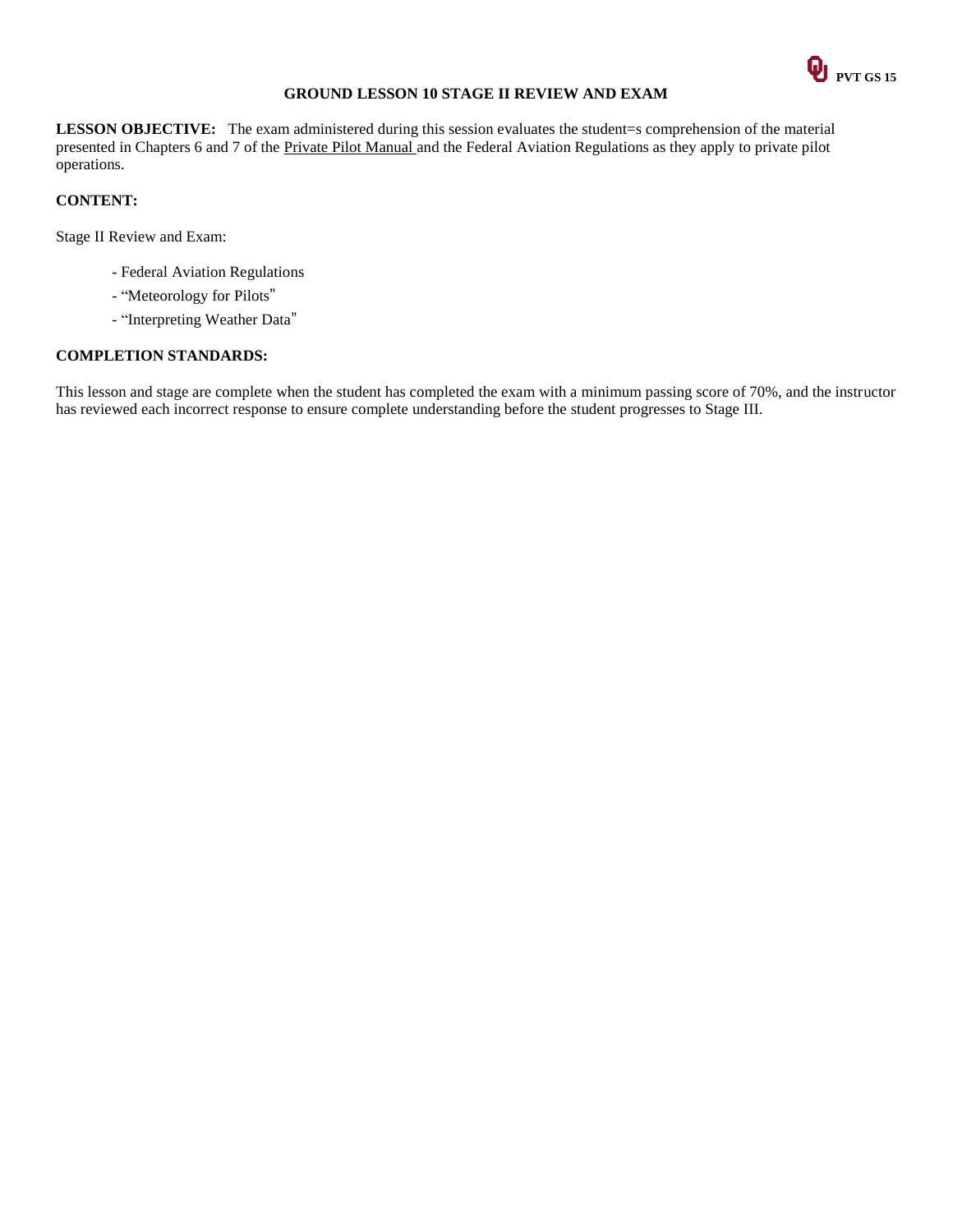# GROUND LESSON 10 STAGE II REVIEW AND EXAM

**LESSON OBJECTIVE:** The exam administered during this session evaluates the student=s comprehension of the material presented in Chapters 6 and 7 of the Private Pilot Manual and the Federal Aviation Regulations as they apply to private pilot operations.

**CONTENT:**

Stage II Review and Exam:

- Federal Aviation Regulations
- "Meteorology for Pilots"
- "Interpreting Weather Data"

**COMPLETION STANDARDS:**

This lesson and stage are complete when the student has completed the exam with a minimum passing score of 70%, and the instructor has reviewed each incorrect response to ensure complete understanding before the student progresses to Stage III.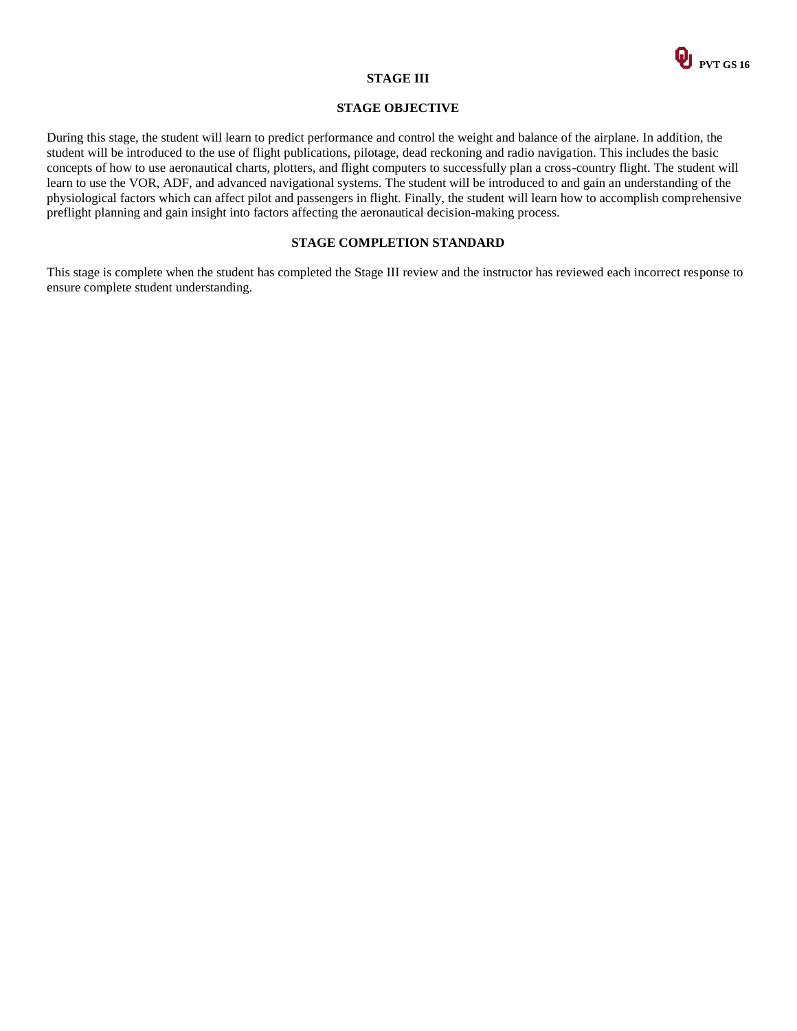# STAGE III

## STAGE OBJECTIVE

During this stage, the student will learn to predict performance and control the weight and balance of the airplane. In addition, the student will be introduced to the use of flight publications, pilotage, dead reckoning and radio navigation. This includes the basic concepts of how to use aeronautical charts, plotters, and flight computers to successfully plan a cross-country flight. The student will learn to use the VOR, ADF, and advanced navigational systems. The student will be introduced to and gain an understanding of the physiological factors which can affect pilot and passengers in flight. Finally, the student will learn how to accomplish comprehensive preflight planning and gain insight into factors affecting the aeronautical decision-making process.

## STAGE COMPLETION STANDARD

This stage is complete when the student has completed the Stage III review and the instructor has reviewed each incorrect response to ensure complete student understanding.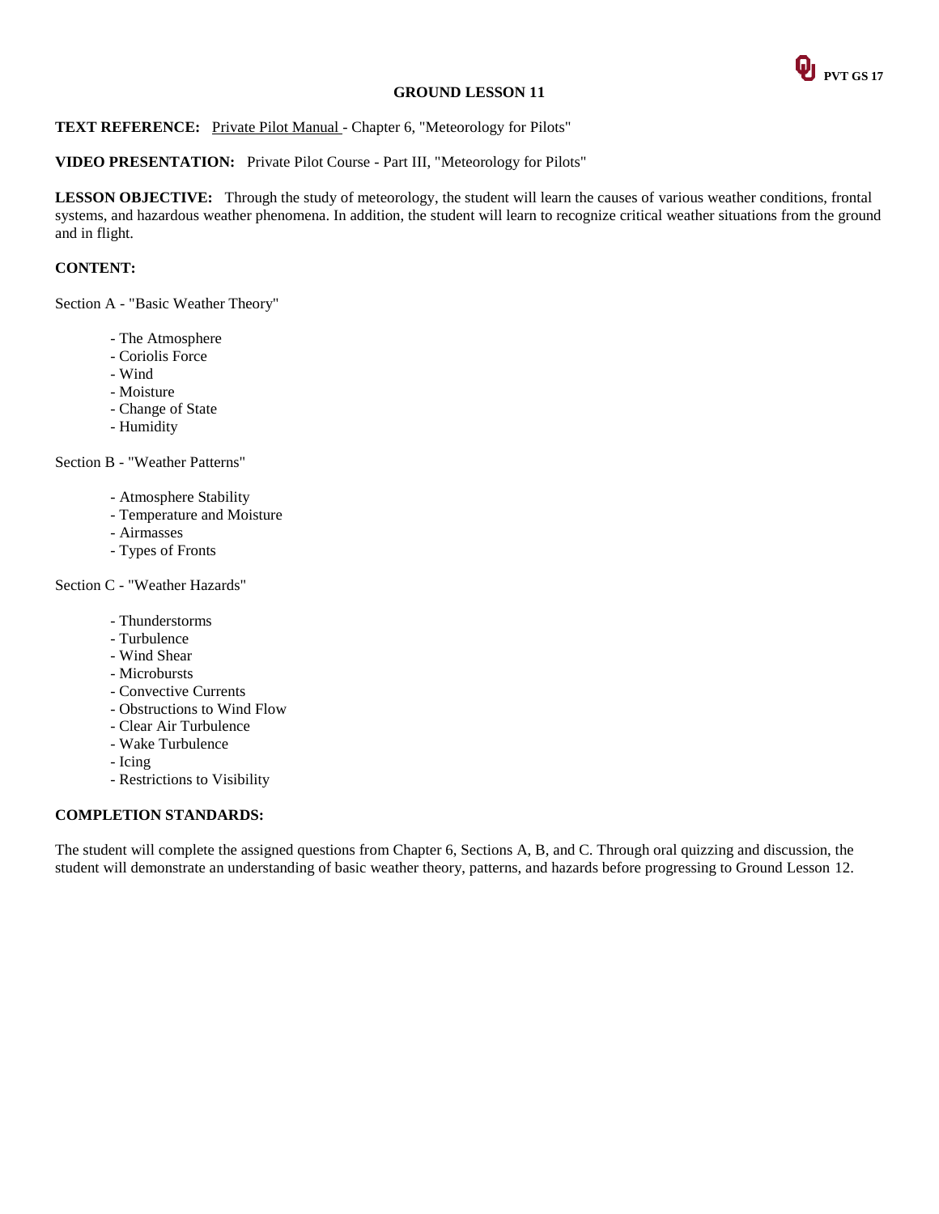# GROUND LESSON 11

**TEXT REFERENCE:** Private Pilot Manual - Chapter 6, "Meteorology for Pilots"

**VIDEO PRESENTATION:** Private Pilot Course - Part III, "Meteorology for Pilots"

**LESSON OBJECTIVE:** Through the study of meteorology, the student will learn the causes of various weather conditions, frontal systems, and hazardous weather phenomena. In addition, the student will learn to recognize critical weather situations from the ground and in flight.

**CONTENT:**

Section A - "Basic Weather Theory"

- The Atmosphere
- Coriolis Force
- Wind
- Moisture
- Change of State
- Humidity

Section B - "Weather Patterns"

- Atmosphere Stability
- Temperature and Moisture
- Airmasses
- Types of Fronts

Section C - "Weather Hazards"

- Thunderstorms
- Turbulence
- Wind Shear
- Microbursts
- Convective Currents
- Obstructions to Wind Flow
- Clear Air Turbulence
- Wake Turbulence
- Icing
- Restrictions to Visibility

**COMPLETION STANDARDS:**

The student will complete the assigned questions from Chapter 6, Sections A, B, and C. Through oral quizzing and discussion, the student will demonstrate an understanding of basic weather theory, patterns, and hazards before progressing to Ground Lesson 12.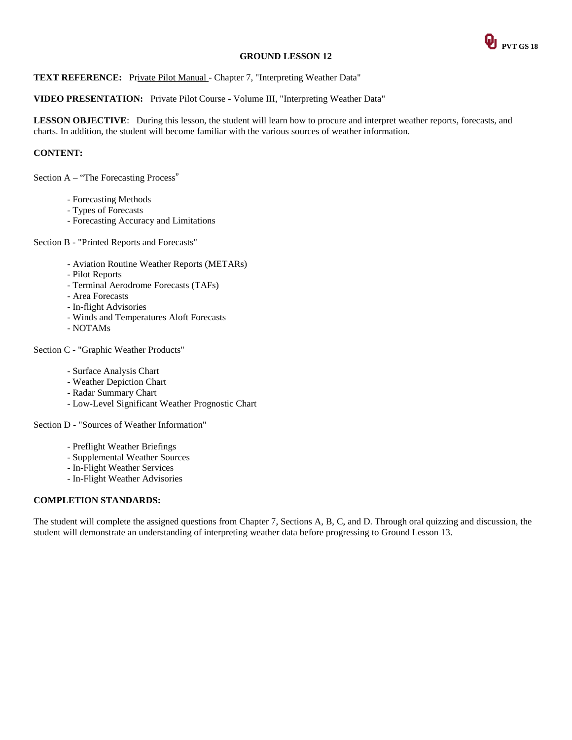# GROUND LESSON 12

**TEXT REFERENCE:** Private Pilot Manual - Chapter 7, "Interpreting Weather Data"

**VIDEO PRESENTATION:** Private Pilot Course - Volume III, "Interpreting Weather Data"

**LESSON OBJECTIVE**: During this lesson, the student will learn how to procure and interpret weather reports, forecasts, and charts. In addition, the student will become familiar with the various sources of weather information.

**CONTENT:**

Section A – "The Forecasting Process"

- Forecasting Methods
- Types of Forecasts
- Forecasting Accuracy and Limitations

Section B - "Printed Reports and Forecasts"

- Aviation Routine Weather Reports (METARs)
- Pilot Reports
- Terminal Aerodrome Forecasts (TAFs)
- Area Forecasts
- In-flight Advisories
- Winds and Temperatures Aloft Forecasts
- NOTAMs

Section C - "Graphic Weather Products"

- Surface Analysis Chart
- Weather Depiction Chart
- Radar Summary Chart
- Low-Level Significant Weather Prognostic Chart

Section D - "Sources of Weather Information"

- Preflight Weather Briefings
- Supplemental Weather Sources
- In-Flight Weather Services
- In-Flight Weather Advisories

**COMPLETION STANDARDS:**

The student will complete the assigned questions from Chapter 7, Sections A, B, C, and D. Through oral quizzing and discussion, the student will demonstrate an understanding of interpreting weather data before progressing to Ground Lesson 13.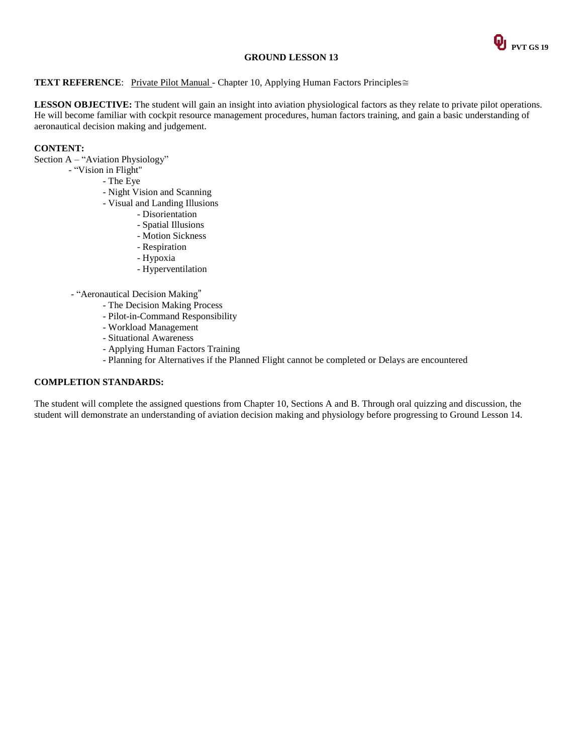# GROUND LESSON 13

**TEXT REFERENCE**: Private Pilot Manual - Chapter 10, Applying Human Factors Principles≅

**LESSON OBJECTIVE:** The student will gain an insight into aviation physiological factors as they relate to private pilot operations. He will become familiar with cockpit resource management procedures, human factors training, and gain a basic understanding of aeronautical decision making and judgement.

**CONTENT:**

Section A – "Aviation Physiology"

- "Vision in Flight"
  - The Eye
  - Night Vision and Scanning
  - Visual and Landing Illusions
    - Disorientation
    - Spatial Illusions
    - Motion Sickness
    - Respiration
    - Hypoxia
    - Hyperventilation

- "Aeronautical Decision Making"
  - The Decision Making Process
  - Pilot-in-Command Responsibility
  - Workload Management
  - Situational Awareness
  - Applying Human Factors Training
  - Planning for Alternatives if the Planned Flight cannot be completed or Delays are encountered

**COMPLETION STANDARDS:**

The student will complete the assigned questions from Chapter 10, Sections A and B. Through oral quizzing and discussion, the student will demonstrate an understanding of aviation decision making and physiology before progressing to Ground Lesson 14.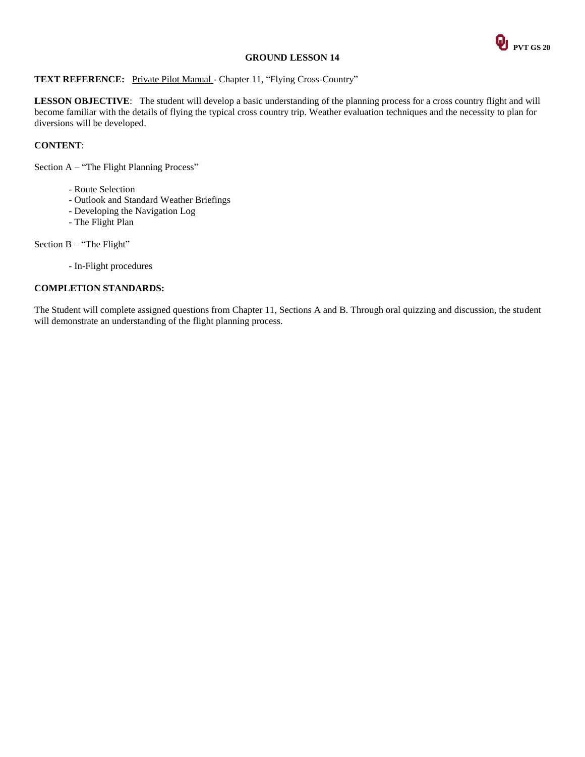# GROUND LESSON 14

**TEXT REFERENCE:** Private Pilot Manual - Chapter 11, "Flying Cross-Country"

**LESSON OBJECTIVE**: The student will develop a basic understanding of the planning process for a cross country flight and will become familiar with the details of flying the typical cross country trip. Weather evaluation techniques and the necessity to plan for diversions will be developed.

**CONTENT**:

Section A – "The Flight Planning Process"

- Route Selection
- Outlook and Standard Weather Briefings
- Developing the Navigation Log
- The Flight Plan

Section B – "The Flight"

- In-Flight procedures

**COMPLETION STANDARDS:**

The Student will complete assigned questions from Chapter 11, Sections A and B. Through oral quizzing and discussion, the student will demonstrate an understanding of the flight planning process.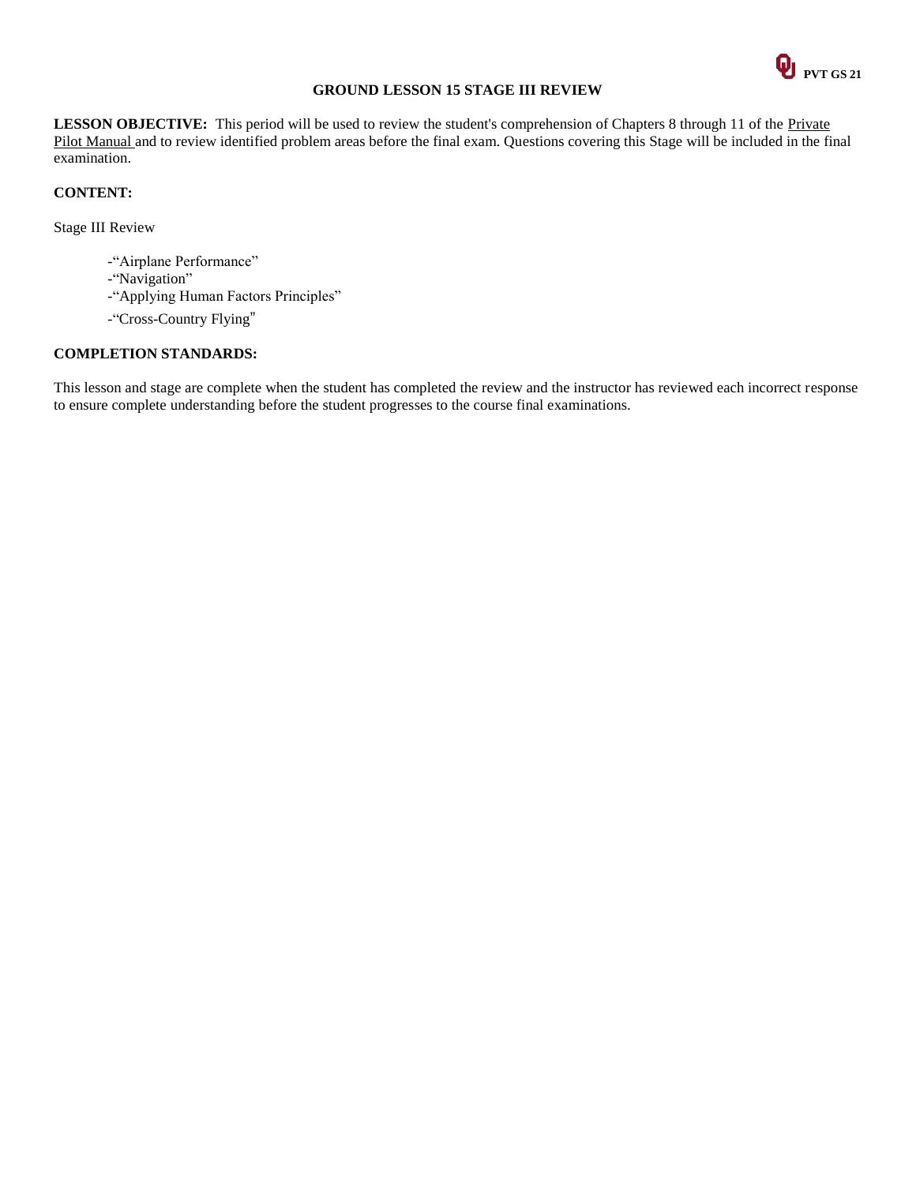# GROUND LESSON 15 STAGE III REVIEW

**LESSON OBJECTIVE:** This period will be used to review the student's comprehension of Chapters 8 through 11 of the Private Pilot Manual and to review identified problem areas before the final exam. Questions covering this Stage will be included in the final examination.

**CONTENT:**

Stage III Review

- -"Airplane Performance"
- -"Navigation"
- -"Applying Human Factors Principles"
- -"Cross-Country Flying"

**COMPLETION STANDARDS:**

This lesson and stage are complete when the student has completed the review and the instructor has reviewed each incorrect response to ensure complete understanding before the student progresses to the course final examinations.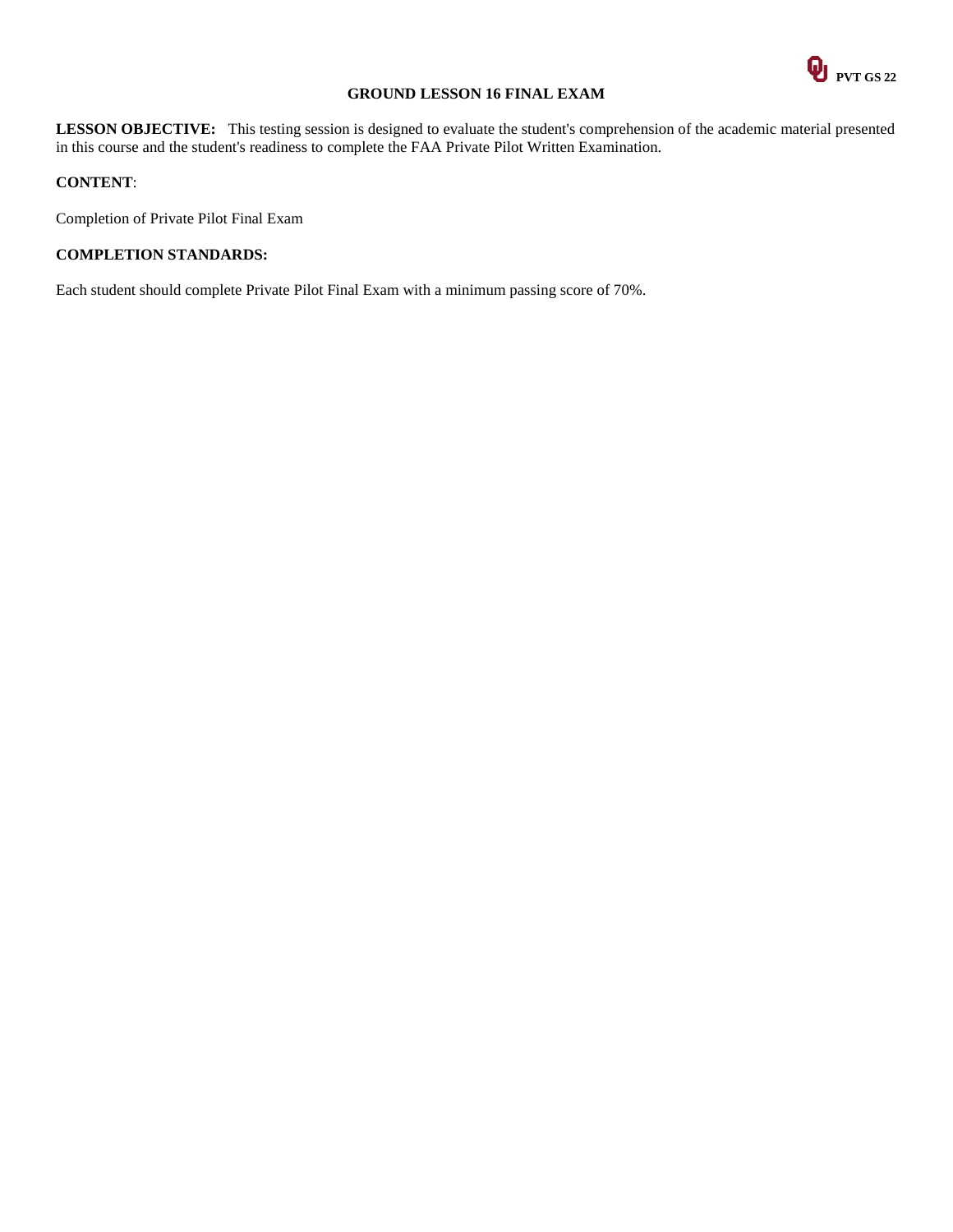# GROUND LESSON 16 FINAL EXAM

**LESSON OBJECTIVE:** This testing session is designed to evaluate the student's comprehension of the academic material presented in this course and the student's readiness to complete the FAA Private Pilot Written Examination.

**CONTENT**:

Completion of Private Pilot Final Exam

**COMPLETION STANDARDS:**

Each student should complete Private Pilot Final Exam with a minimum passing score of 70%.